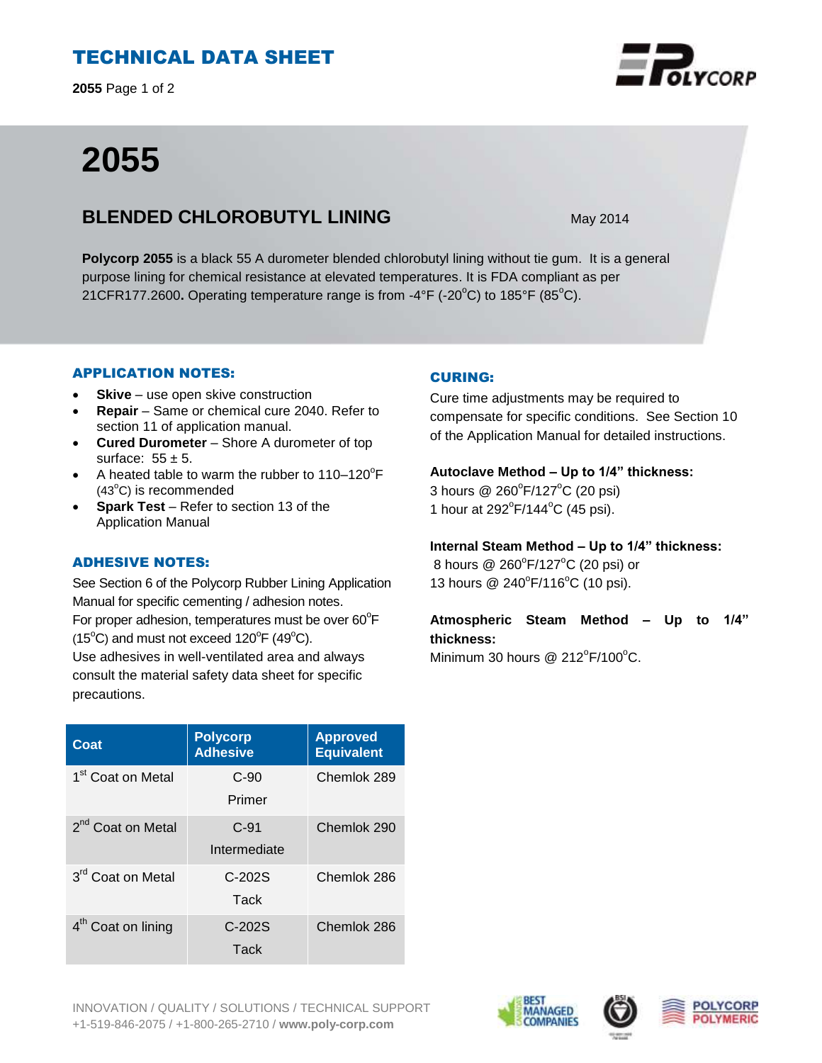# TECHNICAL DATA SHEET

# 2055

## BLENDED CHLOROBUTYL LINING

May 2014

**Polycorp 2055** is a black 55 A durometer blended chlorobutyl lining without tie gum. It is a general purpose lining for chemical resistance at elevated temperatures. It is FDA compliant as per 21CFR177.2600**.** Operating temperature range is from -4°F (-20°C) to 185°F (85°C).

### APPLICATION NOTES:

- **Skive** – use open skive construction
- **Repair** – Same or chemical cure 2040. Refer to section 11 of application manual.
- **Cured Durometer** – Shore A durometer of top surface: 55 ± 5.
- A heated table to warm the rubber to 110–120°F (43°C) is recommended
- **Spark Test** – Refer to section 13 of the Application Manual

### ADHESIVE NOTES:

See Section 6 of the Polycorp Rubber Lining Application Manual for specific cementing / adhesion notes.
For proper adhesion, temperatures must be over 60°F (15°C) and must not exceed 120°F (49°C).
Use adhesives in well-ventilated area and always consult the material safety data sheet for specific precautions.

| Coat | Polycorp Adhesive | Approved Equivalent |
|---|---|---|
| 1st Coat on Metal | C-90 Primer | Chemlok 289 |
| 2nd Coat on Metal | C-91 Intermediate | Chemlok 290 |
| 3rd Coat on Metal | C-202S Tack | Chemlok 286 |
| 4th Coat on lining | C-202S Tack | Chemlok 286 |

### CURING:

Cure time adjustments may be required to compensate for specific conditions. See Section 10 of the Application Manual for detailed instructions.

**Autoclave Method – Up to 1/4" thickness:**
3 hours @ 260°F/127°C (20 psi)
1 hour at 292°F/144°C (45 psi).

**Internal Steam Method – Up to 1/4" thickness:**
8 hours @ 260°F/127°C (20 psi) or
13 hours @ 240°F/116°C (10 psi).

**Atmospheric Steam Method – Up to 1/4" thickness:**
Minimum 30 hours @ 212°F/100°C.

INNOVATION / QUALITY / SOLUTIONS / TECHNICAL SUPPORT
+1-519-846-2075 / +1-800-265-2710 / **www.poly-corp.com**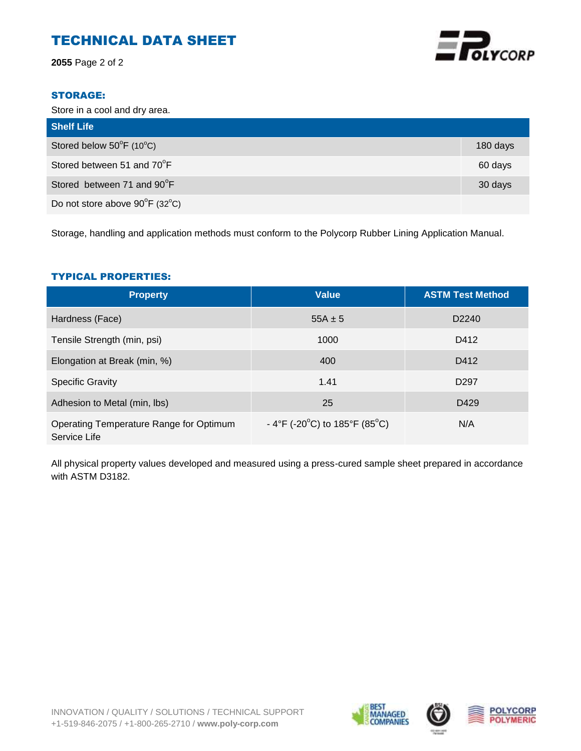## STORAGE:

Store in a cool and dry area.

| Shelf Life | |
|---|---|
| Stored below 50°F (10°C) | 180 days |
| Stored between 51 and 70°F | 60 days |
| Stored between 71 and 90°F | 30 days |
| Do not store above 90°F (32°C) | |

Storage, handling and application methods must conform to the Polycorp Rubber Lining Application Manual.

## TYPICAL PROPERTIES:

| Property | Value | ASTM Test Method |
|---|---|---|
| Hardness (Face) | 55A ± 5 | D2240 |
| Tensile Strength (min, psi) | 1000 | D412 |
| Elongation at Break (min, %) | 400 | D412 |
| Specific Gravity | 1.41 | D297 |
| Adhesion to Metal (min, lbs) | 25 | D429 |
| Operating Temperature Range for Optimum Service Life | - 4°F (-20°C) to 185°F (85°C) | N/A |

All physical property values developed and measured using a press-cured sample sheet prepared in accordance with ASTM D3182.

INNOVATION / QUALITY / SOLUTIONS / TECHNICAL SUPPORT
+1-519-846-2075 / +1-800-265-2710 / **www.poly-corp.com**